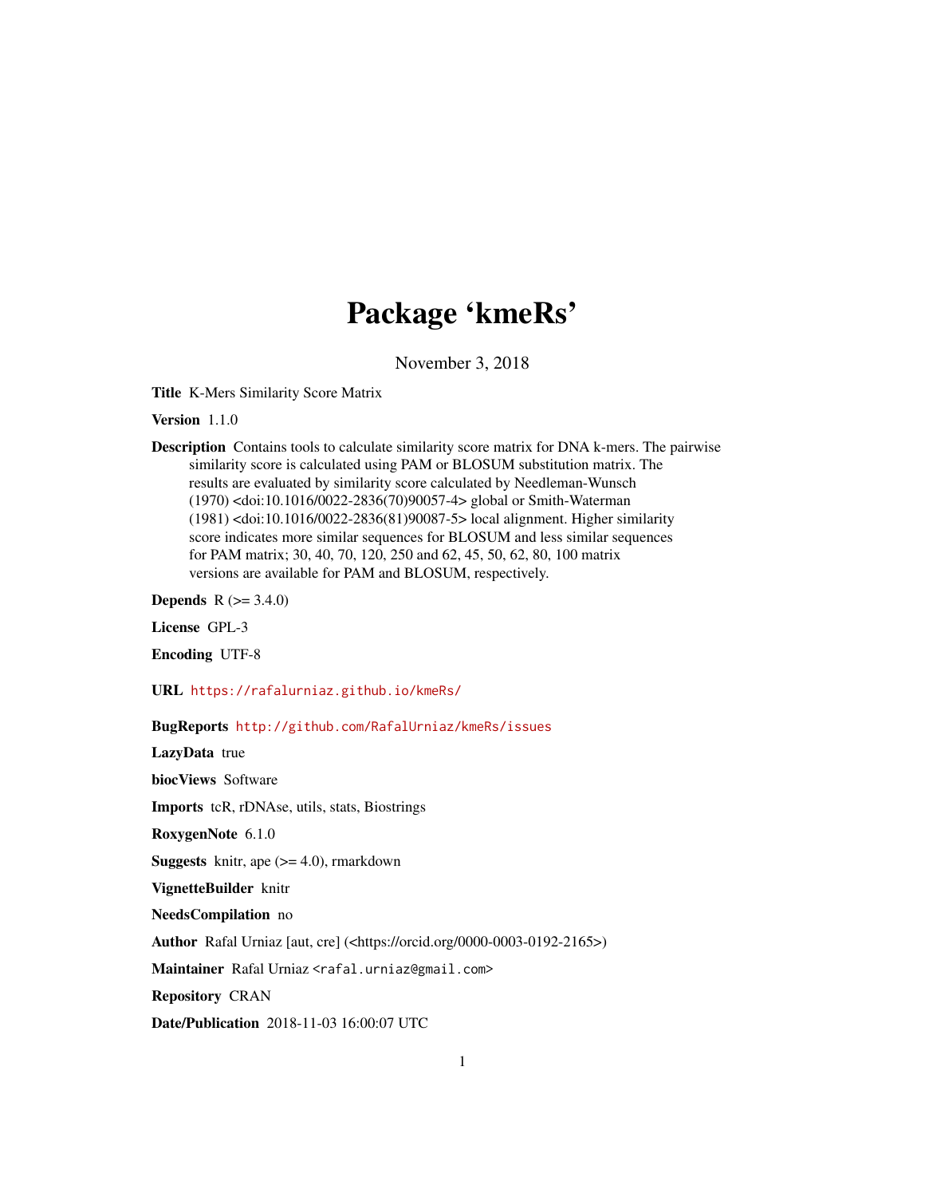# Package 'kmeRs'

November 3, 2018

**Title** K-Mers Similarity Score Matrix

**Version** 1.1.0

**Description** Contains tools to calculate similarity score matrix for DNA k-mers. The pairwise similarity score is calculated using PAM or BLOSUM substitution matrix. The results are evaluated by similarity score calculated by Needleman-Wunsch (1970) <doi:10.1016/0022-2836(70)90057-4> global or Smith-Waterman (1981) <doi:10.1016/0022-2836(81)90087-5> local alignment. Higher similarity score indicates more similar sequences for BLOSUM and less similar sequences for PAM matrix; 30, 40, 70, 120, 250 and 62, 45, 50, 62, 80, 100 matrix versions are available for PAM and BLOSUM, respectively.

**Depends** R (>= 3.4.0)

**License** GPL-3

**Encoding** UTF-8

**URL** https://rafalurniaz.github.io/kmeRs/

**BugReports** http://github.com/RafalUrniaz/kmeRs/issues

**LazyData** true

**biocViews** Software

**Imports** tcR, rDNAse, utils, stats, Biostrings

**RoxygenNote** 6.1.0

**Suggests** knitr, ape (>= 4.0), rmarkdown

**VignetteBuilder** knitr

**NeedsCompilation** no

**Author** Rafal Urniaz [aut, cre] (<https://orcid.org/0000-0003-0192-2165>)

**Maintainer** Rafal Urniaz <rafal.urniaz@gmail.com>

**Repository** CRAN

**Date/Publication** 2018-11-03 16:00:07 UTC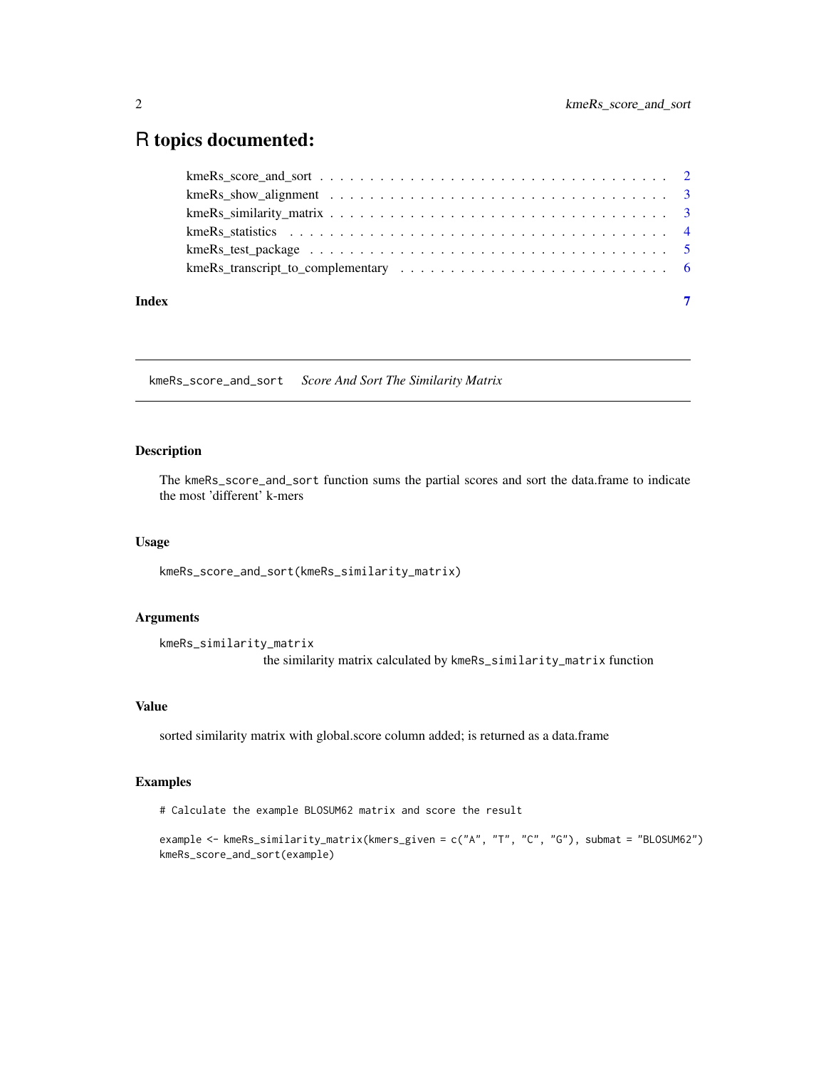# R topics documented:

kmeRs_score_and_sort . . . . . . . . . . . . . . . . . . . . . . . . . . . . . . . . . . . 2
kmeRs_show_alignment . . . . . . . . . . . . . . . . . . . . . . . . . . . . . . . . . . . 3
kmeRs_similarity_matrix . . . . . . . . . . . . . . . . . . . . . . . . . . . . . . . . . . 3
kmeRs_statistics . . . . . . . . . . . . . . . . . . . . . . . . . . . . . . . . . . . . . 4
kmeRs_test_package . . . . . . . . . . . . . . . . . . . . . . . . . . . . . . . . . . . 5
kmeRs_transcript_to_complementary . . . . . . . . . . . . . . . . . . . . . . . . . . 6

**Index** 7

---

## kmeRs_score_and_sort *Score And Sort The Similarity Matrix*

### Description

The kmeRs_score_and_sort function sums the partial scores and sort the data.frame to indicate the most 'different' k-mers

### Usage

```
kmeRs_score_and_sort(kmeRs_similarity_matrix)
```

### Arguments

kmeRs_similarity_matrix
the similarity matrix calculated by kmeRs_similarity_matrix function

### Value

sorted similarity matrix with global.score column added; is returned as a data.frame

### Examples

```
# Calculate the example BLOSUM62 matrix and score the result

example <- kmeRs_similarity_matrix(kmers_given = c("A", "T", "C", "G"), submat = "BLOSUM62")
kmeRs_score_and_sort(example)
```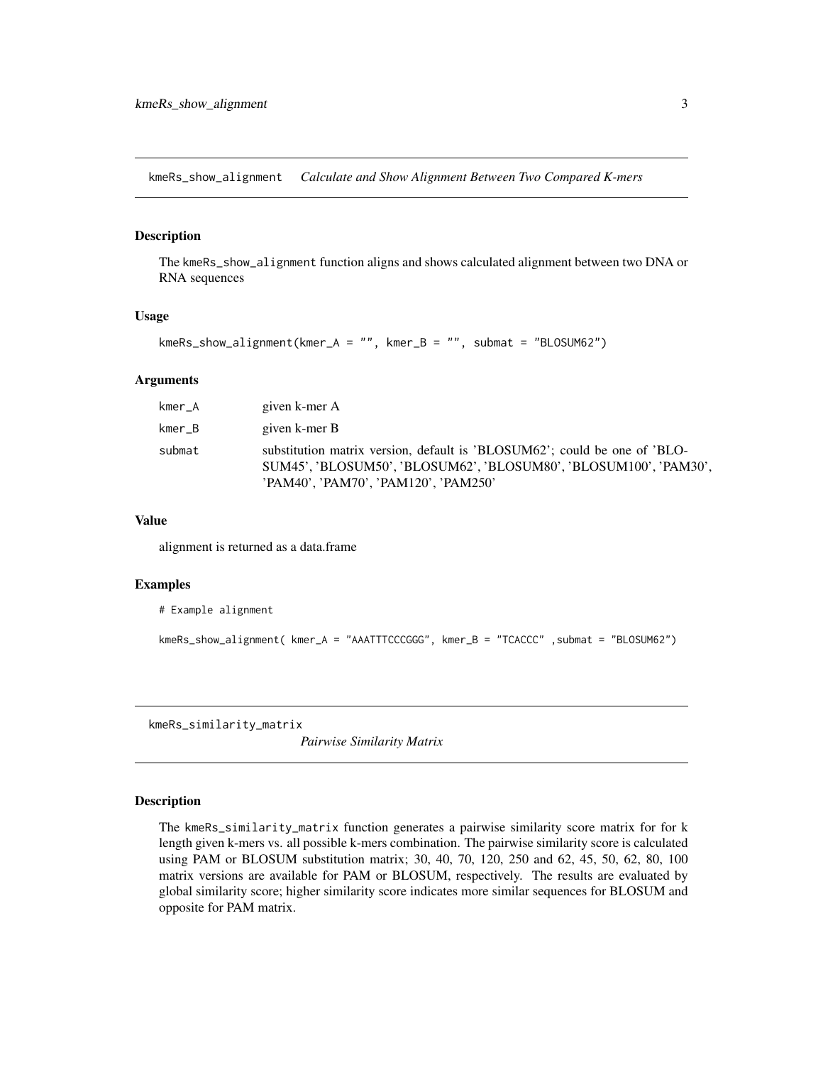## kmeRs_show_alignment    *Calculate and Show Alignment Between Two Compared K-mers*

### Description

The kmeRs_show_alignment function aligns and shows calculated alignment between two DNA or RNA sequences

### Usage

```
kmeRs_show_alignment(kmer_A = "", kmer_B = "", submat = "BLOSUM62")
```

### Arguments

| | |
|---|---|
| kmer_A | given k-mer A |
| kmer_B | given k-mer B |
| submat | substitution matrix version, default is 'BLOSUM62'; could be one of 'BLOSUM45', 'BLOSUM50', 'BLOSUM62', 'BLOSUM80', 'BLOSUM100', 'PAM30', 'PAM40', 'PAM70', 'PAM120', 'PAM250' |

### Value

alignment is returned as a data.frame

### Examples

```
# Example alignment

kmeRs_show_alignment( kmer_A = "AAATTTCCCGGG", kmer_B = "TCACCC" ,submat = "BLOSUM62")
```

## kmeRs_similarity_matrix    *Pairwise Similarity Matrix*

### Description

The kmeRs_similarity_matrix function generates a pairwise similarity score matrix for for k length given k-mers vs. all possible k-mers combination. The pairwise similarity score is calculated using PAM or BLOSUM substitution matrix; 30, 40, 70, 120, 250 and 62, 45, 50, 62, 80, 100 matrix versions are available for PAM or BLOSUM, respectively. The results are evaluated by global similarity score; higher similarity score indicates more similar sequences for BLOSUM and opposite for PAM matrix.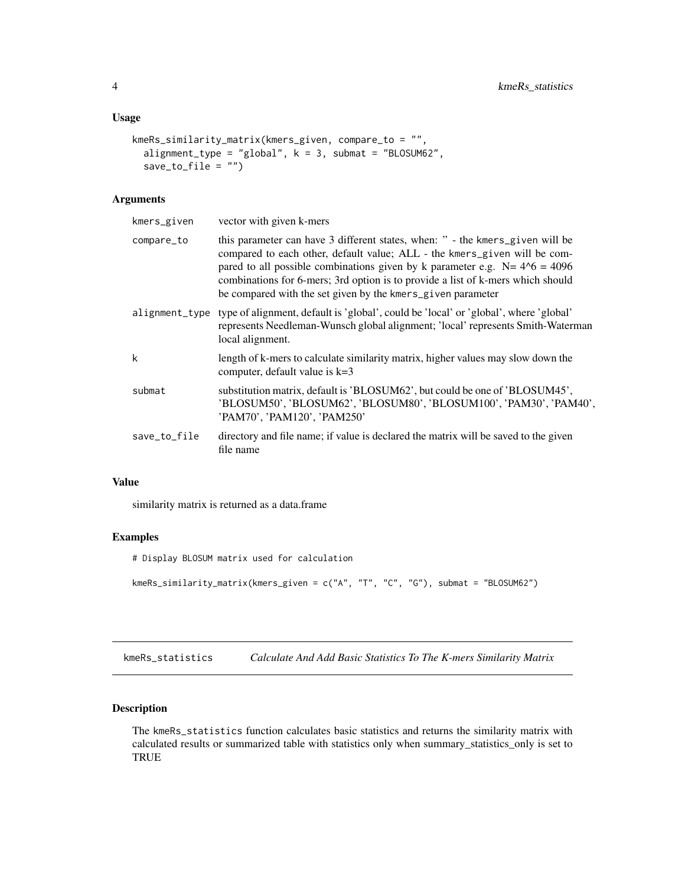### Usage

```
kmeRs_similarity_matrix(kmers_given, compare_to = "",
  alignment_type = "global", k = 3, submat = "BLOSUM62",
  save_to_file = "")
```

### Arguments

| | |
|---|---|
| kmers_given | vector with given k-mers |
| compare_to | this parameter can have 3 different states, when: " - the kmers_given will be compared to each other, default value; ALL - the kmers_given will be compared to all possible combinations given by k parameter e.g. N= 4^6 = 4096 combinations for 6-mers; 3rd option is to provide a list of k-mers which should be compared with the set given by the kmers_given parameter |
| alignment_type | type of alignment, default is 'global', could be 'local' or 'global', where 'global' represents Needleman-Wunsch global alignment; 'local' represents Smith-Waterman local alignment. |
| k | length of k-mers to calculate similarity matrix, higher values may slow down the computer, default value is k=3 |
| submat | substitution matrix, default is 'BLOSUM62', but could be one of 'BLOSUM45', 'BLOSUM50', 'BLOSUM62', 'BLOSUM80', 'BLOSUM100', 'PAM30', 'PAM40', 'PAM70', 'PAM120', 'PAM250' |
| save_to_file | directory and file name; if value is declared the matrix will be saved to the given file name |

### Value

similarity matrix is returned as a data.frame

### Examples

```
# Display BLOSUM matrix used for calculation

kmeRs_similarity_matrix(kmers_given = c("A", "T", "C", "G"), submat = "BLOSUM62")
```

## kmeRs_statistics — *Calculate And Add Basic Statistics To The K-mers Similarity Matrix*

### Description

The kmeRs_statistics function calculates basic statistics and returns the similarity matrix with calculated results or summarized table with statistics only when summary_statistics_only is set to TRUE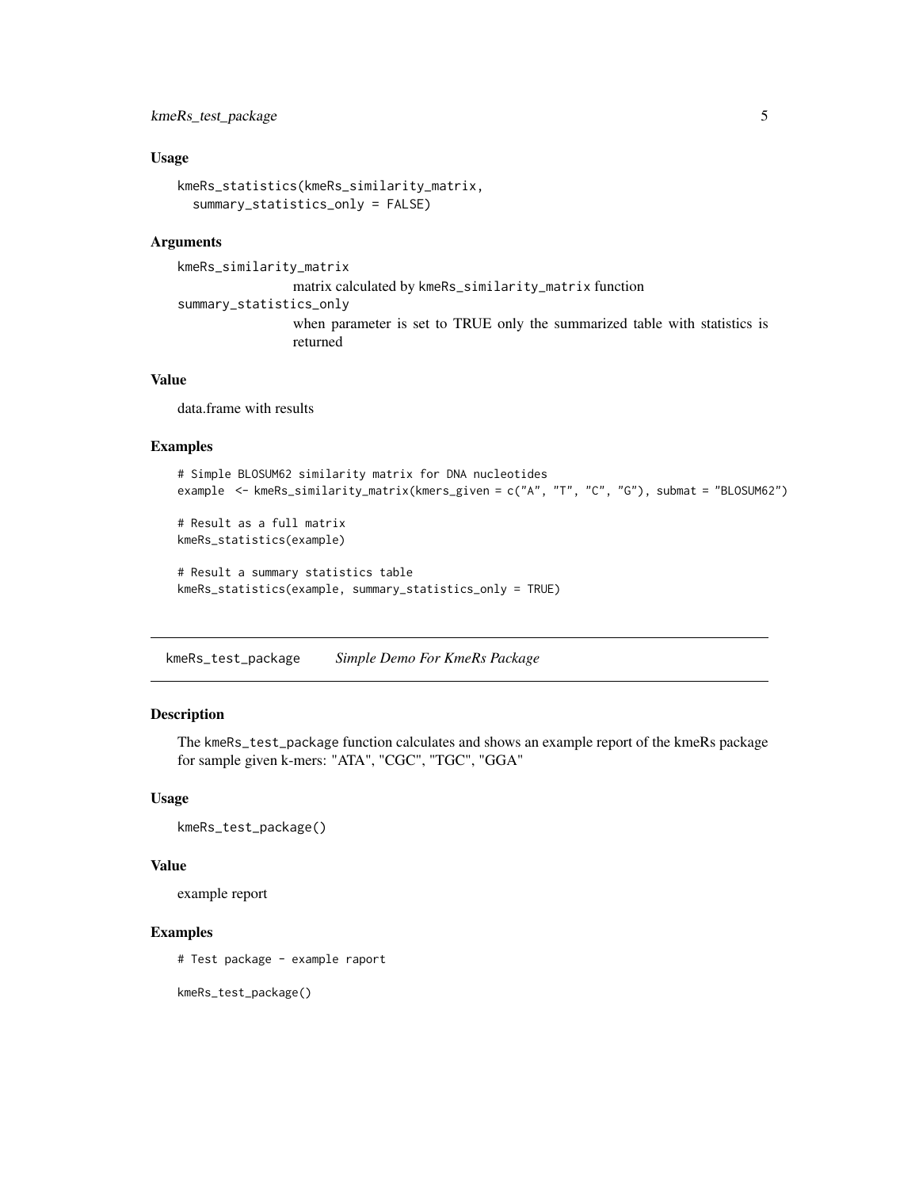### Usage

```
kmeRs_statistics(kmeRs_similarity_matrix,
  summary_statistics_only = FALSE)
```

### Arguments

`kmeRs_similarity_matrix`
: matrix calculated by `kmeRs_similarity_matrix` function

`summary_statistics_only`
: when parameter is set to TRUE only the summarized table with statistics is returned

### Value

data.frame with results

### Examples

```
# Simple BLOSUM62 similarity matrix for DNA nucleotides
example  <- kmeRs_similarity_matrix(kmers_given = c("A", "T", "C", "G"), submat = "BLOSUM62")

# Result as a full matrix
kmeRs_statistics(example)

# Result a summary statistics table
kmeRs_statistics(example, summary_statistics_only = TRUE)
```

---

## `kmeRs_test_package` *Simple Demo For KmeRs Package*

### Description

The `kmeRs_test_package` function calculates and shows an example report of the kmeRs package for sample given k-mers: "ATA", "CGC", "TGC", "GGA"

### Usage

```
kmeRs_test_package()
```

### Value

example report

### Examples

```
# Test package - example raport

kmeRs_test_package()
```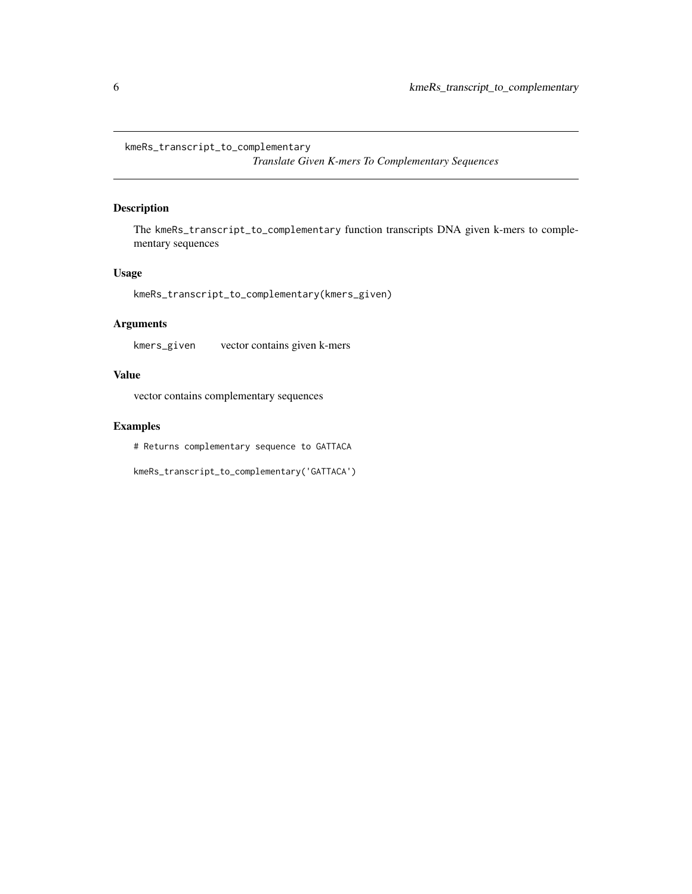kmeRs_transcript_to_complementary

*Translate Given K-mers To Complementary Sequences*

## Description

The `kmeRs_transcript_to_complementary` function transcripts DNA given k-mers to complementary sequences

## Usage

```
kmeRs_transcript_to_complementary(kmers_given)
```

## Arguments

| | |
|---|---|
| `kmers_given` | vector contains given k-mers |

## Value

vector contains complementary sequences

## Examples

```
# Returns complementary sequence to GATTACA

kmeRs_transcript_to_complementary('GATTACA')
```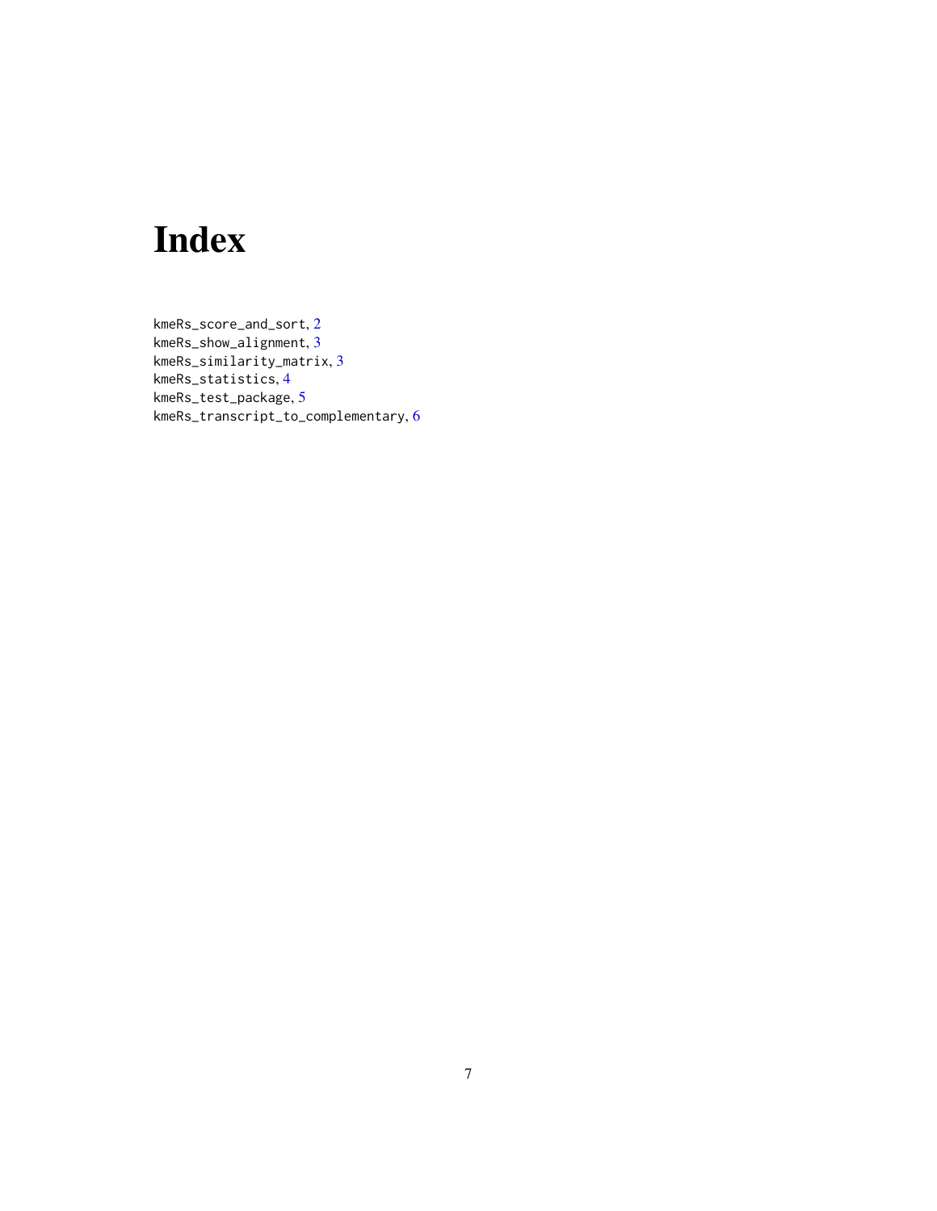# Index

kmeRs_score_and_sort, 2
kmeRs_show_alignment, 3
kmeRs_similarity_matrix, 3
kmeRs_statistics, 4
kmeRs_test_package, 5
kmeRs_transcript_to_complementary, 6